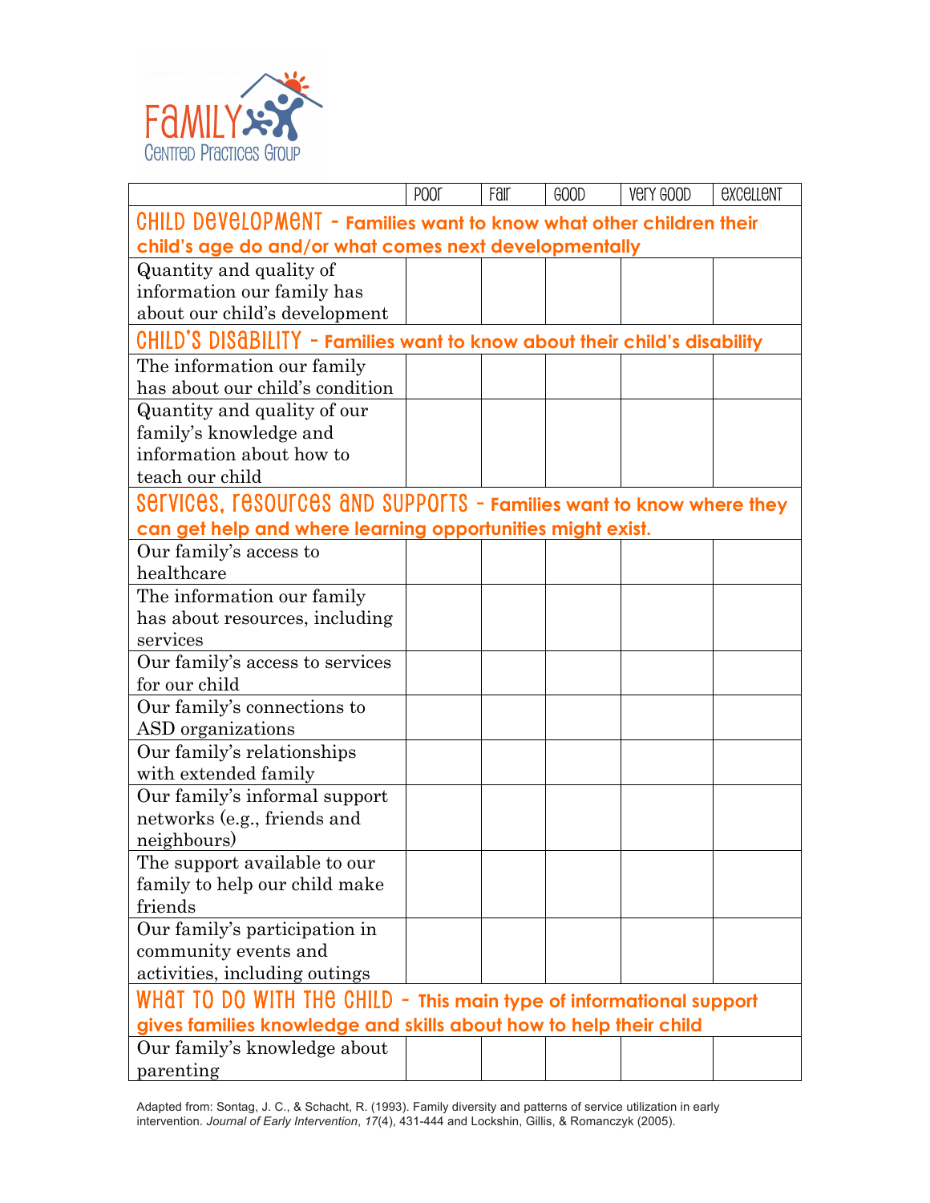Family Centred Practices Group

| | Poor | Fair | Good | Very Good | Excellent |
|---|---|---|---|---|---|
| **Child Development - Families want to know what other children their child's age do and/or what comes next developmentally** | | | | | |
| Quantity and quality of information our family has about our child's development | | | | | |
| **Child's Disability - Families want to know about their child's disability** | | | | | |
| The information our family has about our child's condition | | | | | |
| Quantity and quality of our family's knowledge and information about how to teach our child | | | | | |
| **Services, Resources and Supports - Families want to know where they can get help and where learning opportunities might exist.** | | | | | |
| Our family's access to healthcare | | | | | |
| The information our family has about resources, including services | | | | | |
| Our family's access to services for our child | | | | | |
| Our family's connections to ASD organizations | | | | | |
| Our family's relationships with extended family | | | | | |
| Our family's informal support networks (e.g., friends and neighbours) | | | | | |
| The support available to our family to help our child make friends | | | | | |
| Our family's participation in community events and activities, including outings | | | | | |
| **What to do with the Child - This main type of informational support gives families knowledge and skills about how to help their child** | | | | | |
| Our family's knowledge about parenting | | | | | |

Adapted from: Sontag, J. C., & Schacht, R. (1993). Family diversity and patterns of service utilization in early intervention. *Journal of Early Intervention*, *17*(4), 431-444 and Lockshin, Gillis, & Romanczyk (2005).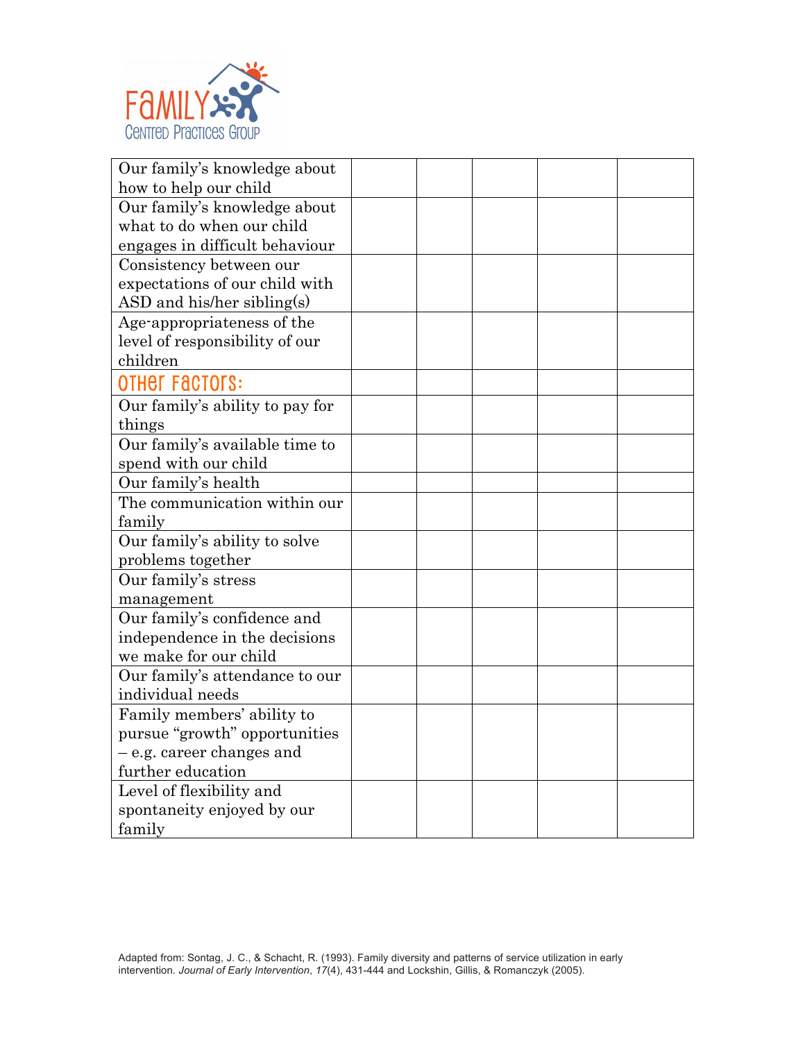Family Centred Practices Group

| | | | | | |
|---|---|---|---|---|---|
| Our family's knowledge about how to help our child | | | | | |
| Our family's knowledge about what to do when our child engages in difficult behaviour | | | | | |
| Consistency between our expectations of our child with ASD and his/her sibling(s) | | | | | |
| Age-appropriateness of the level of responsibility of our children | | | | | |
| **Other Factors:** | | | | | |
| Our family's ability to pay for things | | | | | |
| Our family's available time to spend with our child | | | | | |
| Our family's health | | | | | |
| The communication within our family | | | | | |
| Our family's ability to solve problems together | | | | | |
| Our family's stress management | | | | | |
| Our family's confidence and independence in the decisions we make for our child | | | | | |
| Our family's attendance to our individual needs | | | | | |
| Family members' ability to pursue "growth" opportunities – e.g. career changes and further education | | | | | |
| Level of flexibility and spontaneity enjoyed by our family | | | | | |

Adapted from: Sontag, J. C., & Schacht, R. (1993). Family diversity and patterns of service utilization in early intervention. *Journal of Early Intervention*, *17*(4), 431-444 and Lockshin, Gillis, & Romanczyk (2005).